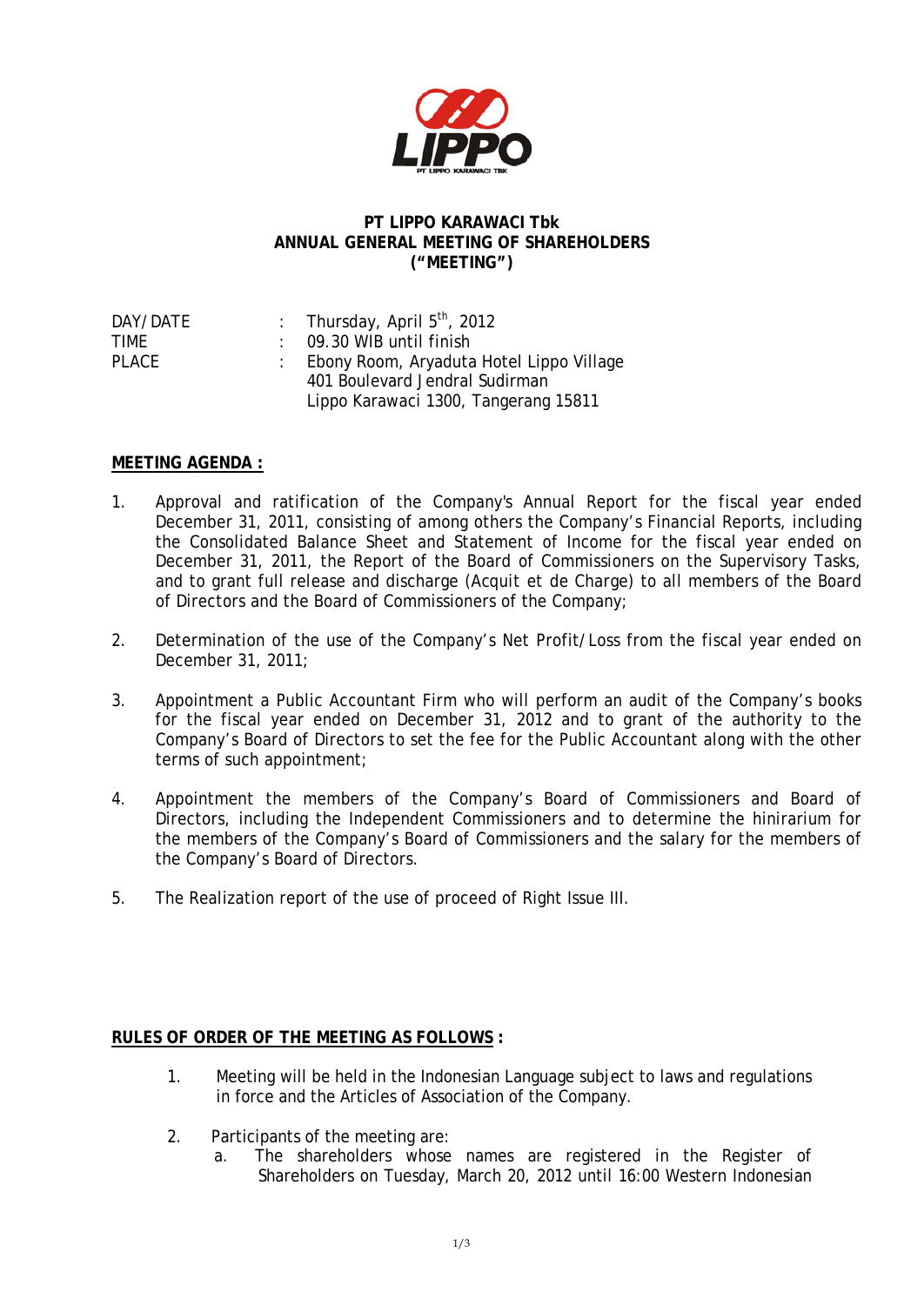**PT LIPPO KARAWACI Tbk**
**ANNUAL GENERAL MEETING OF SHAREHOLDERS**
**("MEETING")**

| | | |
|---|---|---|
| DAY/DATE | : | Thursday, April 5th, 2012 |
| TIME | : | 09.30 WIB until finish |
| PLACE | : | Ebony Room, Aryaduta Hotel Lippo Village<br>401 Boulevard Jendral Sudirman<br>Lippo Karawaci 1300, Tangerang 15811 |

**MEETING AGENDA :**

1. Approval and ratification of the Company's Annual Report for the fiscal year ended December 31, 2011, consisting of among others the Company's Financial Reports, including the Consolidated Balance Sheet and Statement of Income for the fiscal year ended on December 31, 2011, the Report of the Board of Commissioners on the Supervisory Tasks, and to grant full release and discharge (Acquit et de Charge) to all members of the Board of Directors and the Board of Commissioners of the Company;

2. Determination of the use of the Company's Net Profit/Loss from the fiscal year ended on December 31, 2011;

3. Appointment a Public Accountant Firm who will perform an audit of the Company's books for the fiscal year ended on December 31, 2012 and to grant of the authority to the Company's Board of Directors to set the fee for the Public Accountant along with the other terms of such appointment;

4. Appointment the members of the Company's Board of Commissioners and Board of Directors, including the Independent Commissioners and to determine the hinirarium for the members of the Company's Board of Commissioners and the salary for the members of the Company's Board of Directors.

5. The Realization report of the use of proceed of Right Issue III.

**RULES OF ORDER OF THE MEETING AS FOLLOWS :**

1. Meeting will be held in the Indonesian Language subject to laws and regulations in force and the Articles of Association of the Company.

2. Participants of the meeting are:
   a. The shareholders whose names are registered in the Register of Shareholders on Tuesday, March 20, 2012 until 16:00 Western Indonesian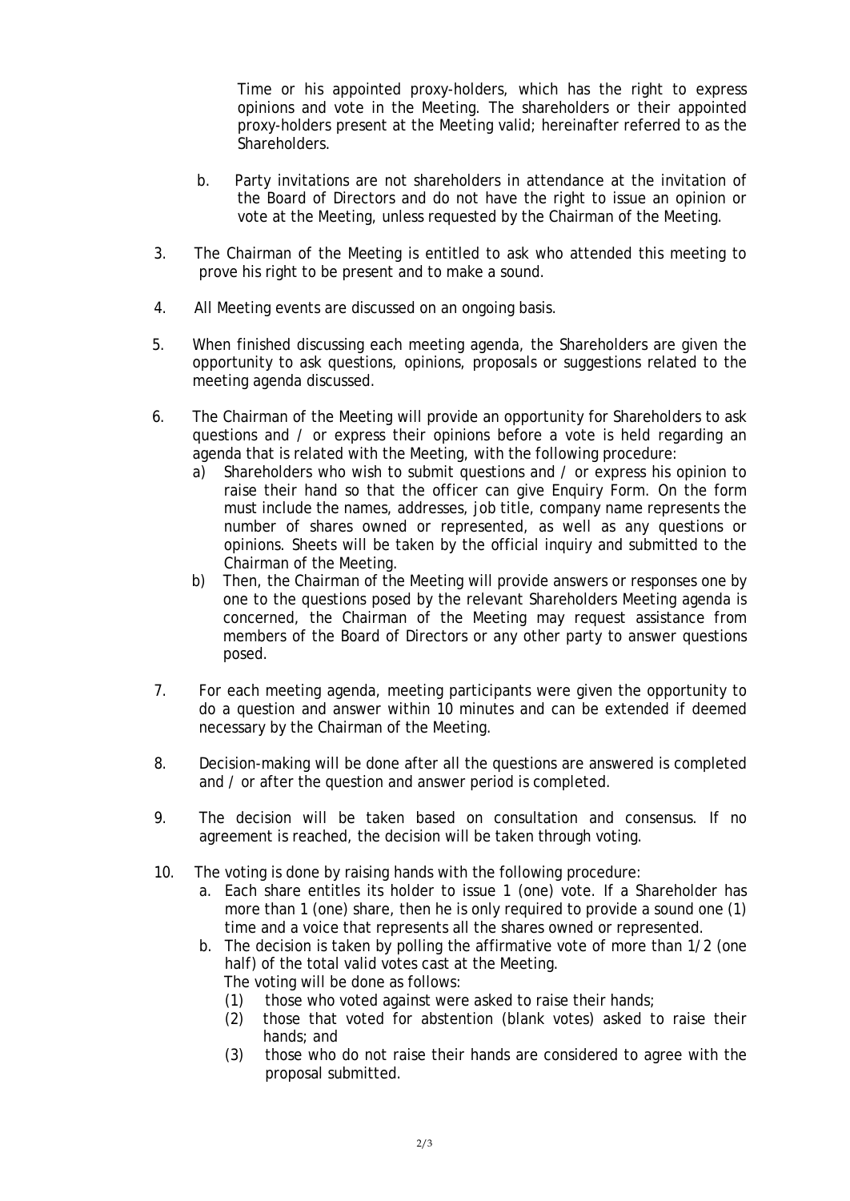Time or his appointed proxy-holders, which has the right to express opinions and vote in the Meeting. The shareholders or their appointed proxy-holders present at the Meeting valid; hereinafter referred to as the Shareholders.

b. Party invitations are not shareholders in attendance at the invitation of the Board of Directors and do not have the right to issue an opinion or vote at the Meeting, unless requested by the Chairman of the Meeting.

3. The Chairman of the Meeting is entitled to ask who attended this meeting to prove his right to be present and to make a sound.

4. All Meeting events are discussed on an ongoing basis.

5. When finished discussing each meeting agenda, the Shareholders are given the opportunity to ask questions, opinions, proposals or suggestions related to the meeting agenda discussed.

6. The Chairman of the Meeting will provide an opportunity for Shareholders to ask questions and / or express their opinions before a vote is held regarding an agenda that is related with the Meeting, with the following procedure:
   a) Shareholders who wish to submit questions and / or express his opinion to raise their hand so that the officer can give Enquiry Form. On the form must include the names, addresses, job title, company name represents the number of shares owned or represented, as well as any questions or opinions. Sheets will be taken by the official inquiry and submitted to the Chairman of the Meeting.
   b) Then, the Chairman of the Meeting will provide answers or responses one by one to the questions posed by the relevant Shareholders Meeting agenda is concerned, the Chairman of the Meeting may request assistance from members of the Board of Directors or any other party to answer questions posed.

7. For each meeting agenda, meeting participants were given the opportunity to do a question and answer within 10 minutes and can be extended if deemed necessary by the Chairman of the Meeting.

8. Decision-making will be done after all the questions are answered is completed and / or after the question and answer period is completed.

9. The decision will be taken based on consultation and consensus. If no agreement is reached, the decision will be taken through voting.

10. The voting is done by raising hands with the following procedure:
    a. Each share entitles its holder to issue 1 (one) vote. If a Shareholder has more than 1 (one) share, then he is only required to provide a sound one (1) time and a voice that represents all the shares owned or represented.
    b. The decision is taken by polling the affirmative vote of more than 1/2 (one half) of the total valid votes cast at the Meeting.
       The voting will be done as follows:
       (1) those who voted against were asked to raise their hands;
       (2) those that voted for abstention (blank votes) asked to raise their hands; and
       (3) those who do not raise their hands are considered to agree with the proposal submitted.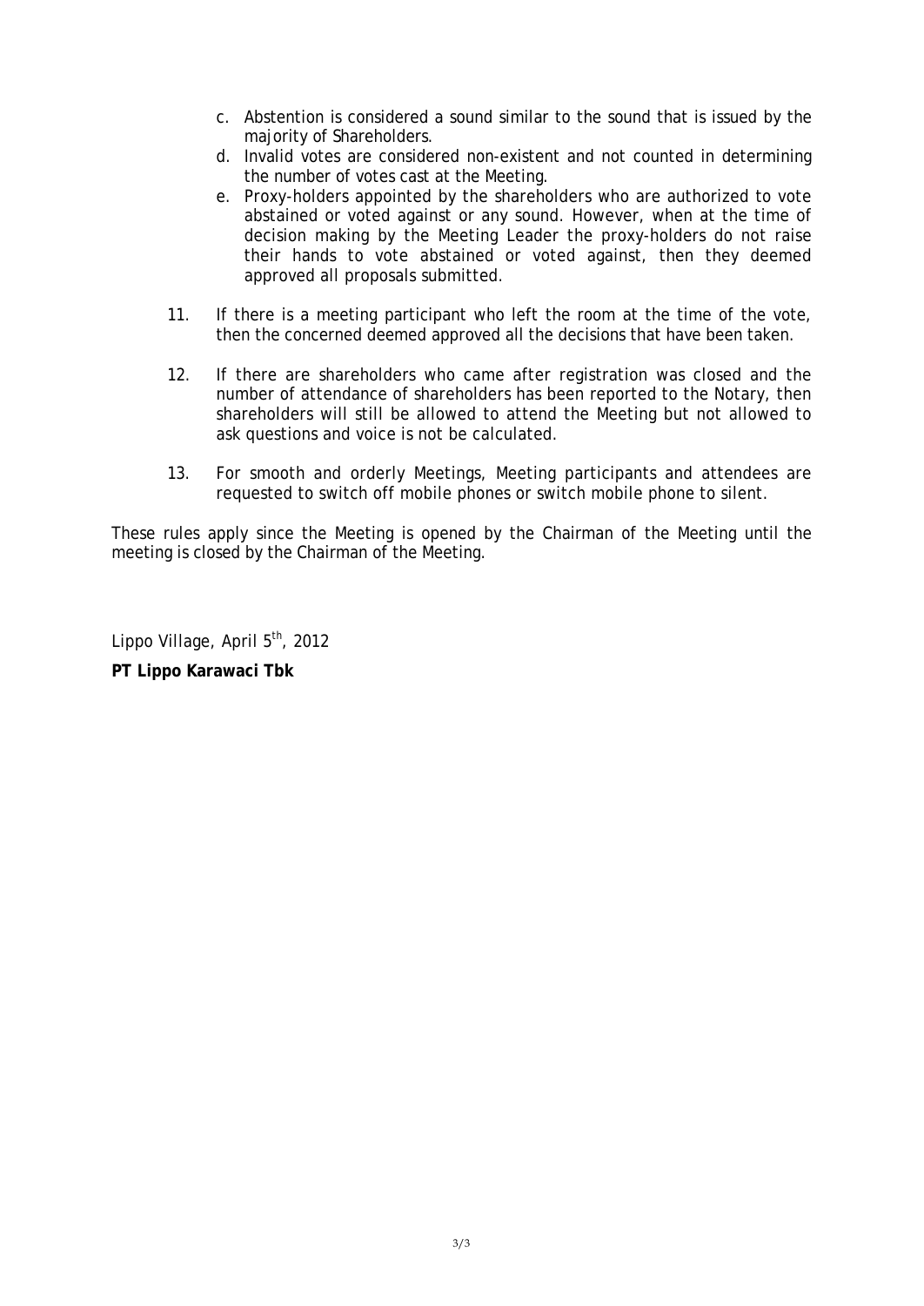c. Abstention is considered a sound similar to the sound that is issued by the majority of Shareholders.
d. Invalid votes are considered non-existent and not counted in determining the number of votes cast at the Meeting.
e. Proxy-holders appointed by the shareholders who are authorized to vote abstained or voted against or any sound. However, when at the time of decision making by the Meeting Leader the proxy-holders do not raise their hands to vote abstained or voted against, then they deemed approved all proposals submitted.

11. If there is a meeting participant who left the room at the time of the vote, then the concerned deemed approved all the decisions that have been taken.

12. If there are shareholders who came after registration was closed and the number of attendance of shareholders has been reported to the Notary, then shareholders will still be allowed to attend the Meeting but not allowed to ask questions and voice is not be calculated.

13. For smooth and orderly Meetings, Meeting participants and attendees are requested to switch off mobile phones or switch mobile phone to silent.

These rules apply since the Meeting is opened by the Chairman of the Meeting until the meeting is closed by the Chairman of the Meeting.

*Lippo Village, April 5th, 2012*

**PT Lippo Karawaci Tbk**